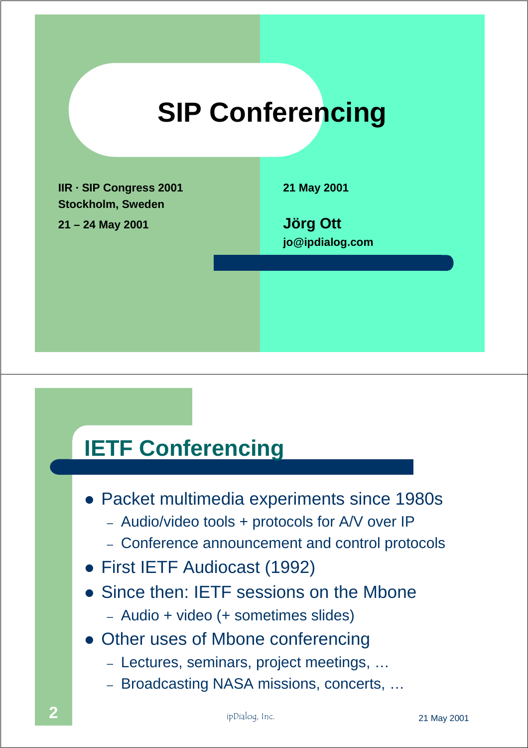# SIP Conferencing

**IIR · SIP Congress 2001**
**Stockholm, Sweden**
**21 – 24 May 2001**

**21 May 2001**

**Jörg Ott**
**jo@ipdialog.com**

## IETF Conferencing

- Packet multimedia experiments since 1980s
  - Audio/video tools + protocols for A/V over IP
  - Conference announcement and control protocols
- First IETF Audiocast (1992)
- Since then: IETF sessions on the Mbone
  - Audio + video (+ sometimes slides)
- Other uses of Mbone conferencing
  - Lectures, seminars, project meetings, …
  - Broadcasting NASA missions, concerts, …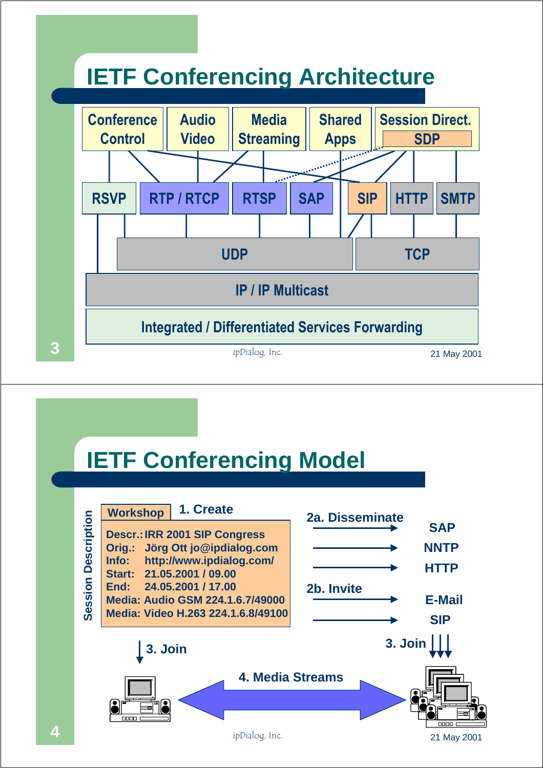# IETF Conferencing Architecture

| Conference Control | Audio Video | Media Streaming | Shared Apps | Session Direct. SDP |
|---|---|---|---|---|

| RSVP | RTP / RTCP | RTSP | SAP | SIP | HTTP | SMTP |
|---|---|---|---|---|---|---|

| UDP | TCP |
|---|---|

IP / IP Multicast

Integrated / Differentiated Services Forwarding

# IETF Conferencing Model

**Session Description**

**Workshop** — **1. Create**

**Descr.:** IRR 2001 SIP Congress
**Orig.:** Jörg Ott jo@ipdialog.com
**Info:** http://www.ipdialog.com/
**Start:** 21.05.2001 / 09.00
**End:** 24.05.2001 / 17.00
**Media:** Audio GSM 224.1.6.7/49000
**Media:** Video H.263 224.1.6.8/49100

**2a. Disseminate**
- SAP
- NNTP
- HTTP

**2b. Invite**
- E-Mail
- SIP

**3. Join**

**3. Join**

**4. Media Streams**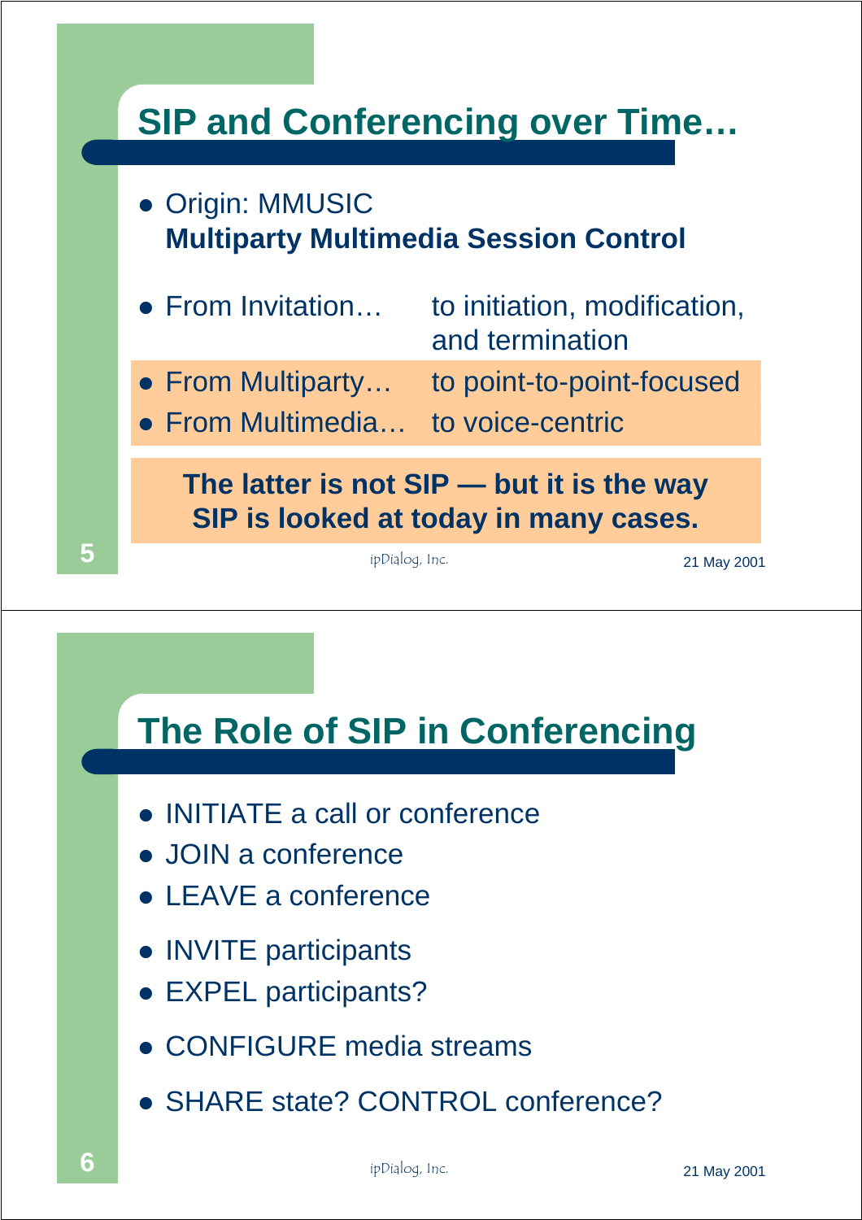## SIP and Conferencing over Time…

- Origin: MMUSIC
  **Multiparty Multimedia Session Control**
- From Invitation… to initiation, modification, and termination
- From Multiparty… to point-to-point-focused
- From Multimedia… to voice-centric

**The latter is not SIP — but it is the way SIP is looked at today in many cases.**

## The Role of SIP in Conferencing

- INITIATE a call or conference
- JOIN a conference
- LEAVE a conference
- INVITE participants
- EXPEL participants?
- CONFIGURE media streams
- SHARE state? CONTROL conference?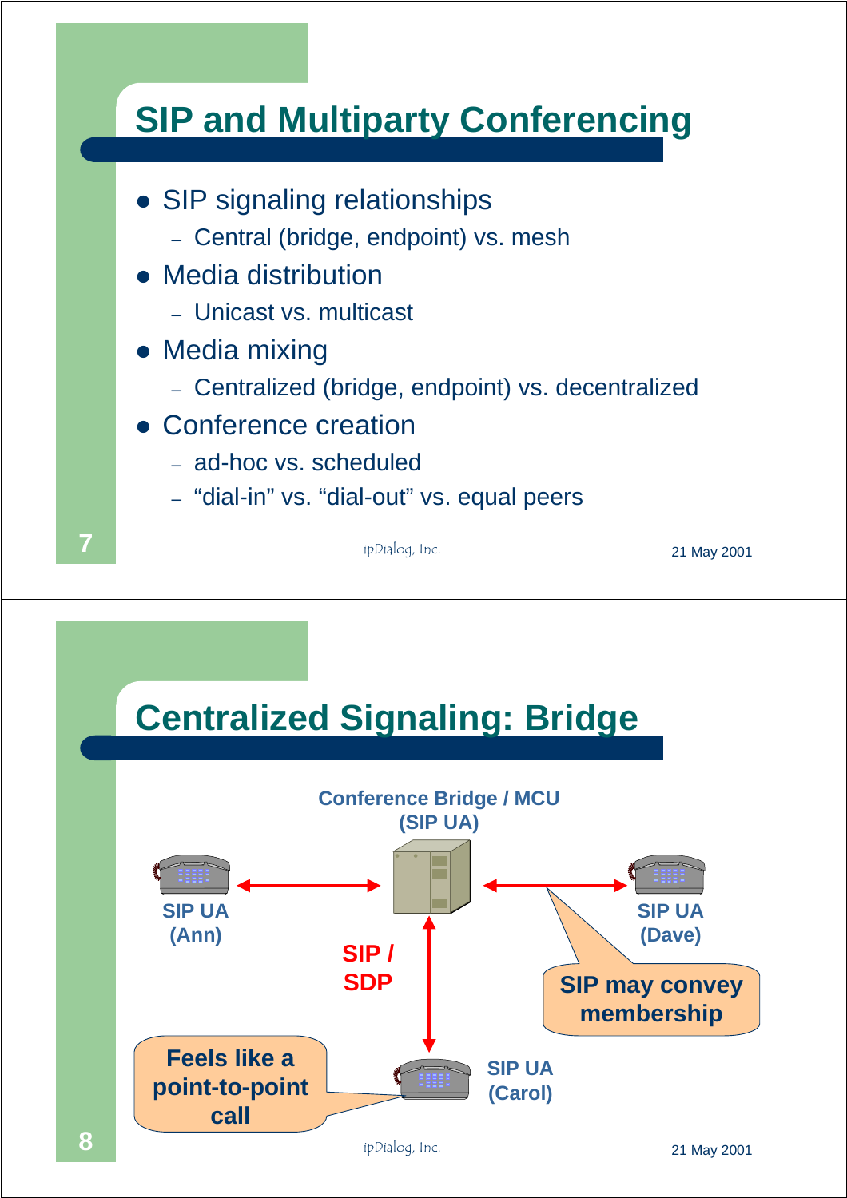## SIP and Multiparty Conferencing

- SIP signaling relationships
  - Central (bridge, endpoint) vs. mesh
- Media distribution
  - Unicast vs. multicast
- Media mixing
  - Centralized (bridge, endpoint) vs. decentralized
- Conference creation
  - ad-hoc vs. scheduled
  - "dial-in" vs. "dial-out" vs. equal peers

## Centralized Signaling: Bridge

Conference Bridge / MCU (SIP UA)

SIP UA (Ann)

SIP UA (Dave)

SIP / SDP

SIP may convey membership

Feels like a point-to-point call

SIP UA (Carol)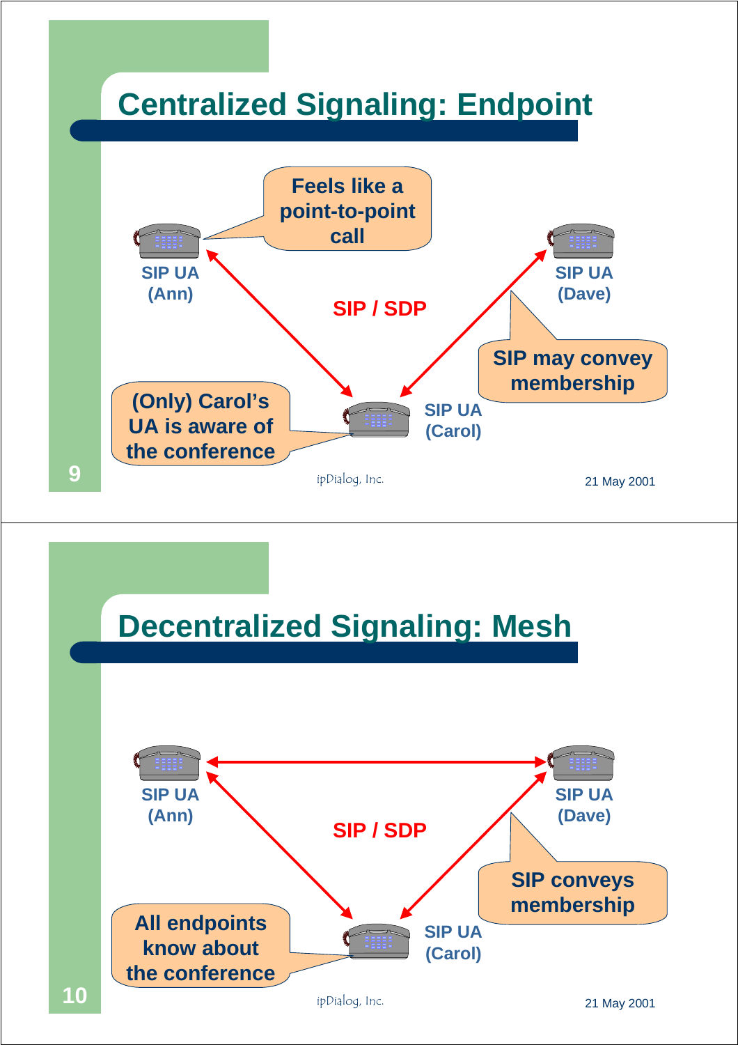## Centralized Signaling: Endpoint

Feels like a point-to-point call

SIP UA (Ann)

SIP UA (Dave)

SIP / SDP

SIP may convey membership

(Only) Carol's UA is aware of the conference

SIP UA (Carol)

## Decentralized Signaling: Mesh

SIP UA (Ann)

SIP UA (Dave)

SIP / SDP

SIP conveys membership

All endpoints know about the conference

SIP UA (Carol)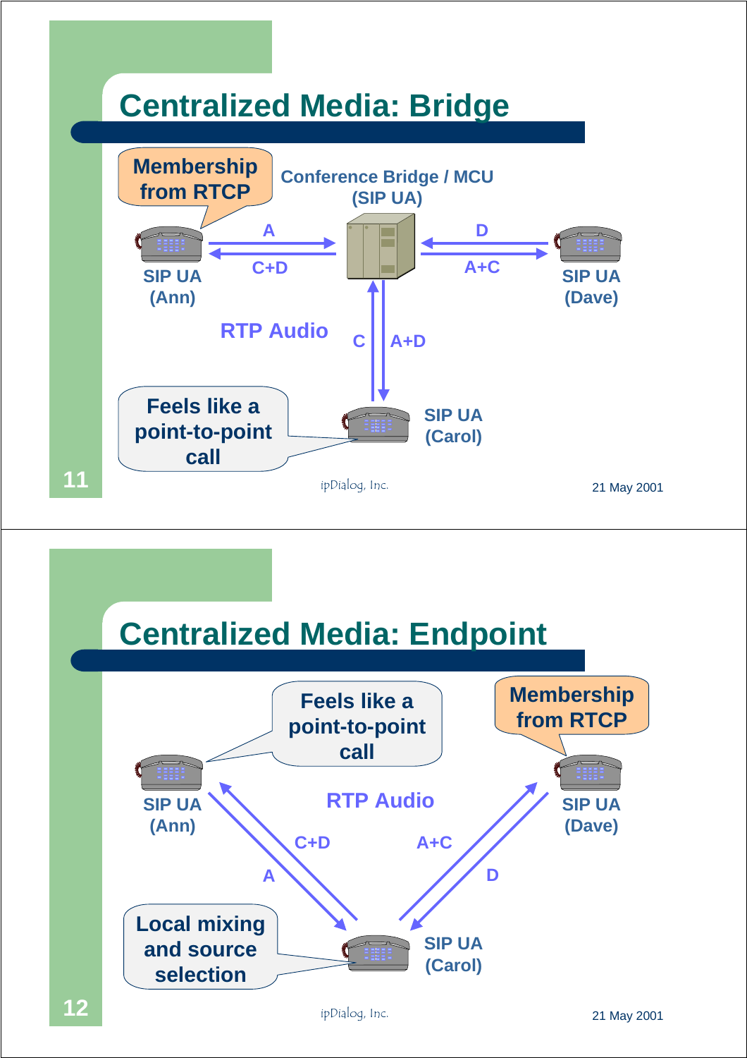## Centralized Media: Bridge

Membership from RTCP

Conference Bridge / MCU (SIP UA)

SIP UA (Ann)

SIP UA (Dave)

SIP UA (Carol)

A

C+D

D

A+C

C

A+D

RTP Audio

Feels like a point-to-point call

ipDialog, Inc.

21 May 2001

## Centralized Media: Endpoint

Feels like a point-to-point call

Membership from RTCP

SIP UA (Ann)

SIP UA (Dave)

RTP Audio

C+D

A+C

A

D

Local mixing and source selection

SIP UA (Carol)

ipDialog, Inc.

21 May 2001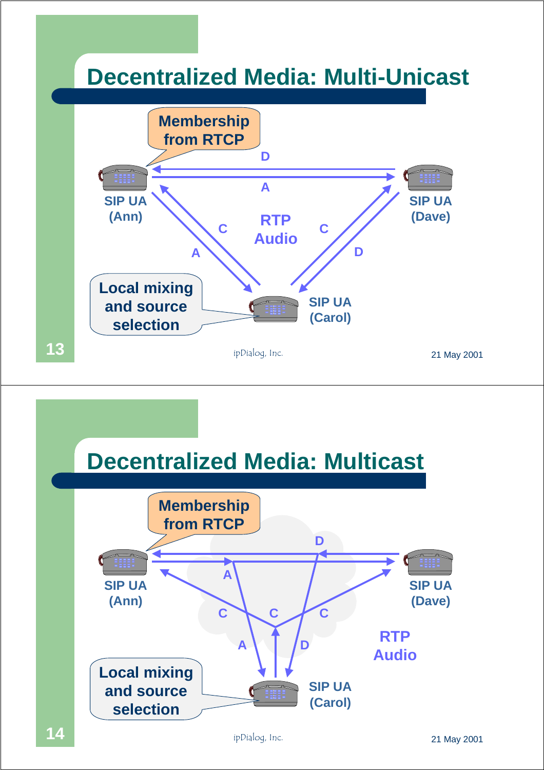## Decentralized Media: Multi-Unicast

Membership from RTCP

SIP UA (Ann)

SIP UA (Dave)

SIP UA (Carol)

RTP Audio

Local mixing and source selection

## Decentralized Media: Multicast

Membership from RTCP

SIP UA (Ann)

SIP UA (Dave)

SIP UA (Carol)

RTP Audio

Local mixing and source selection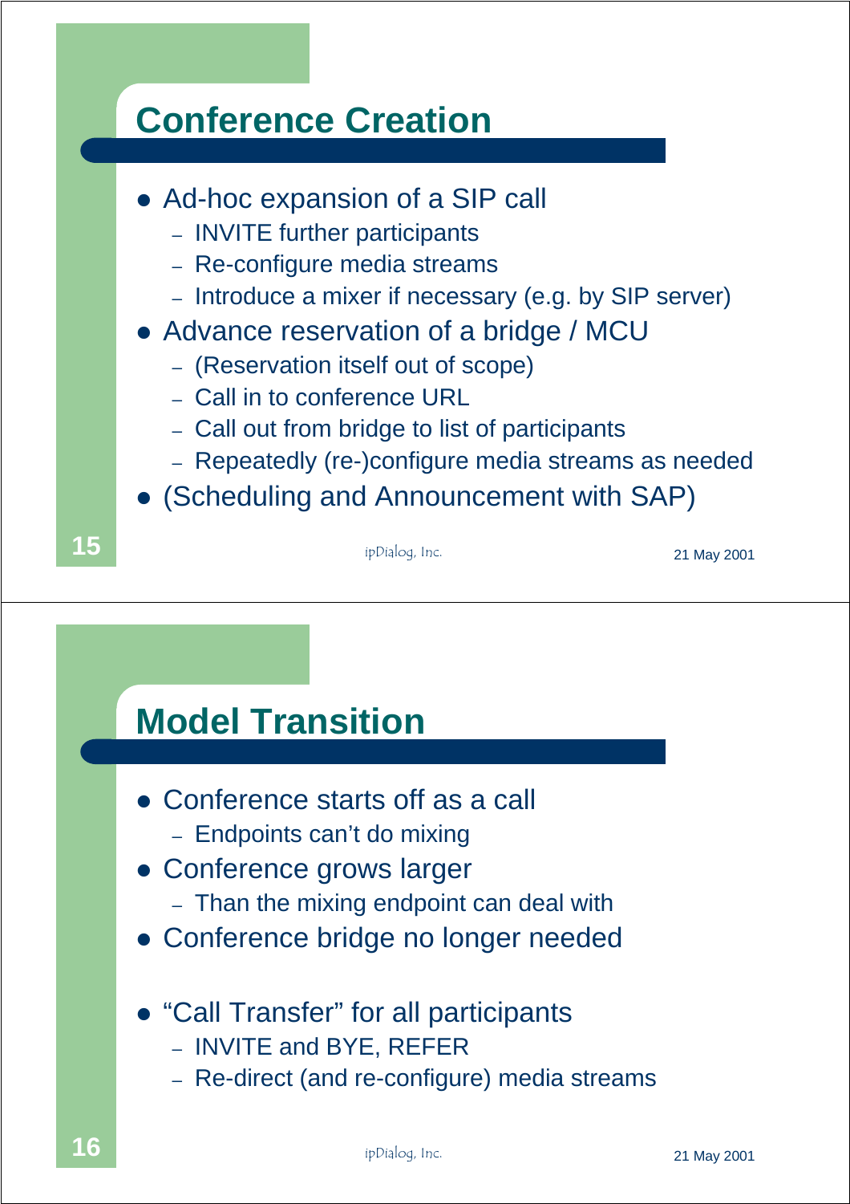## Conference Creation

- Ad-hoc expansion of a SIP call
  - INVITE further participants
  - Re-configure media streams
  - Introduce a mixer if necessary (e.g. by SIP server)
- Advance reservation of a bridge / MCU
  - (Reservation itself out of scope)
  - Call in to conference URL
  - Call out from bridge to list of participants
  - Repeatedly (re-)configure media streams as needed
- (Scheduling and Announcement with SAP)

## Model Transition

- Conference starts off as a call
  - Endpoints can't do mixing
- Conference grows larger
  - Than the mixing endpoint can deal with
- Conference bridge no longer needed

- "Call Transfer" for all participants
  - INVITE and BYE, REFER
  - Re-direct (and re-configure) media streams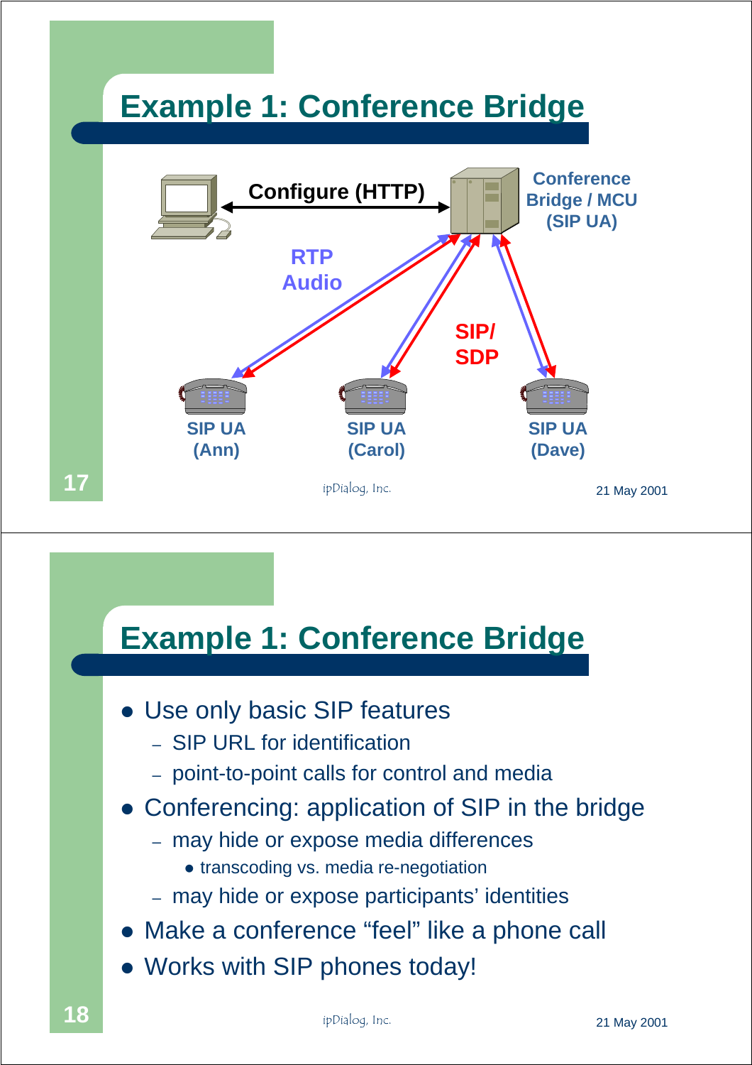# Example 1: Conference Bridge

Configure (HTTP)

Conference Bridge / MCU (SIP UA)

RTP Audio

SIP/ SDP

SIP UA (Ann)

SIP UA (Carol)

SIP UA (Dave)

# Example 1: Conference Bridge

- Use only basic SIP features
  - SIP URL for identification
  - point-to-point calls for control and media
- Conferencing: application of SIP in the bridge
  - may hide or expose media differences
    - transcoding vs. media re-negotiation
  - may hide or expose participants' identities
- Make a conference "feel" like a phone call
- Works with SIP phones today!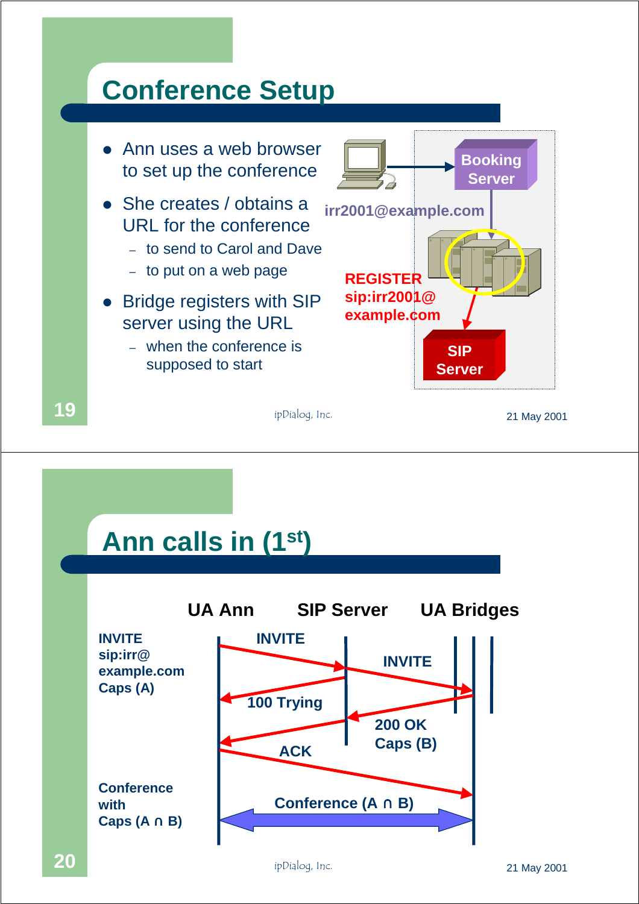## Conference Setup

- Ann uses a web browser to set up the conference
- She creates / obtains a URL for the conference
  - to send to Carol and Dave
  - to put on a web page
- Bridge registers with SIP server using the URL
  - when the conference is supposed to start

Booking Server

irr2001@example.com

REGISTER sip:irr2001@example.com

SIP Server

ipDialog, Inc. 21 May 2001

## Ann calls in (1st)

UA Ann — SIP Server — UA Bridges

INVITE sip:irr@example.com Caps (A)

INVITE

INVITE

100 Trying

200 OK Caps (B)

ACK

Conference with Caps (A ∩ B)

Conference (A ∩ B)

ipDialog, Inc. 21 May 2001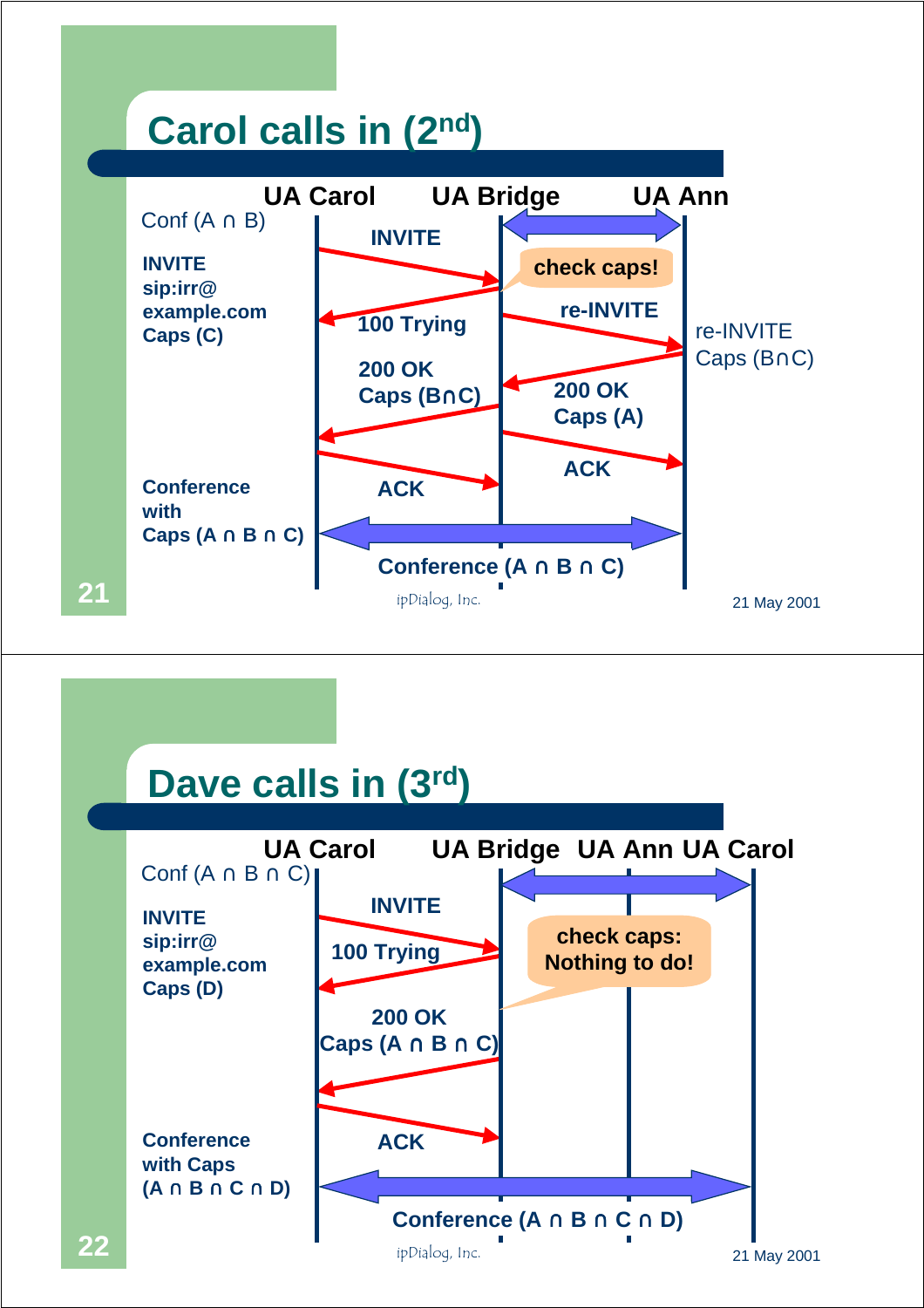## Carol calls in (2nd)

**UA Carol** **UA Bridge** **UA Ann**

Conf (A ∩ B)

**INVITE sip:irr@example.com Caps (C)**

- Carol → Bridge: **INVITE**
- Bridge: **check caps!**
- Bridge → Carol: **100 Trying**
- Bridge → Ann: **re-INVITE**

re-INVITE Caps (B∩C)

- Ann → Bridge: **200 OK Caps (A)**
- Bridge → Carol: **200 OK Caps (B∩C)**
- Bridge → Ann: **ACK**
- Carol → Bridge: **ACK**

**Conference with Caps (A ∩ B ∩ C)**

**Conference (A ∩ B ∩ C)**

ipDialog, Inc. 21 May 2001

## Dave calls in (3rd)

**UA Carol** **UA Bridge** **UA Ann** **UA Carol**

Conf (A ∩ B ∩ C)

**INVITE sip:irr@example.com Caps (D)**

- Carol → Bridge: **INVITE**
- Bridge → Carol: **100 Trying**
- Bridge: **check caps: Nothing to do!**
- Bridge → Carol: **200 OK Caps (A ∩ B ∩ C)**
- Carol → Bridge: **ACK**

**Conference with Caps (A ∩ B ∩ C ∩ D)**

**Conference (A ∩ B ∩ C ∩ D)**

ipDialog, Inc. 21 May 2001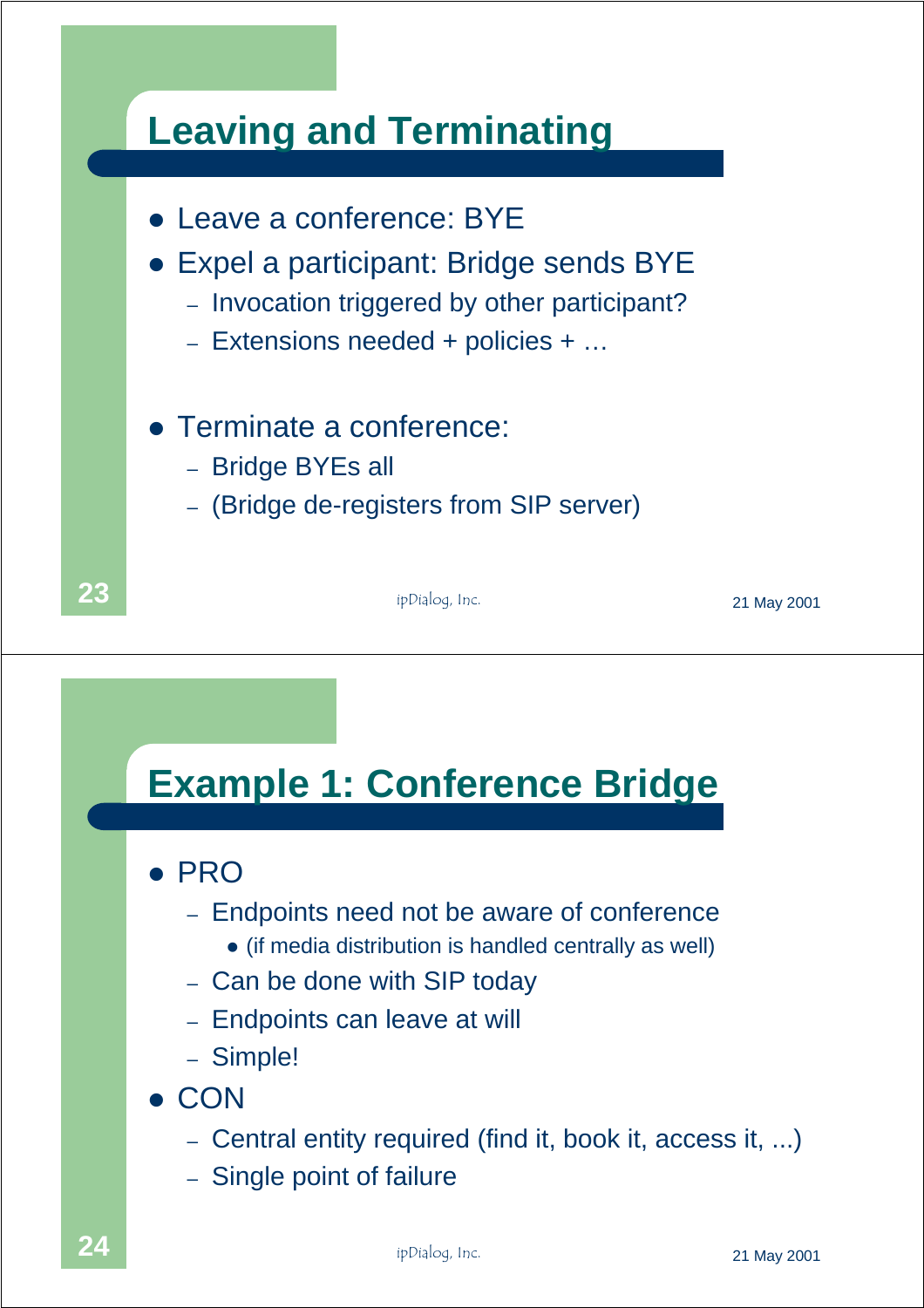## Leaving and Terminating

- Leave a conference: BYE
- Expel a participant: Bridge sends BYE
  - Invocation triggered by other participant?
  - Extensions needed + policies + …
- Terminate a conference:
  - Bridge BYEs all
  - (Bridge de-registers from SIP server)

## Example 1: Conference Bridge

- PRO
  - Endpoints need not be aware of conference
    - (if media distribution is handled centrally as well)
  - Can be done with SIP today
  - Endpoints can leave at will
  - Simple!
- CON
  - Central entity required (find it, book it, access it, ...)
  - Single point of failure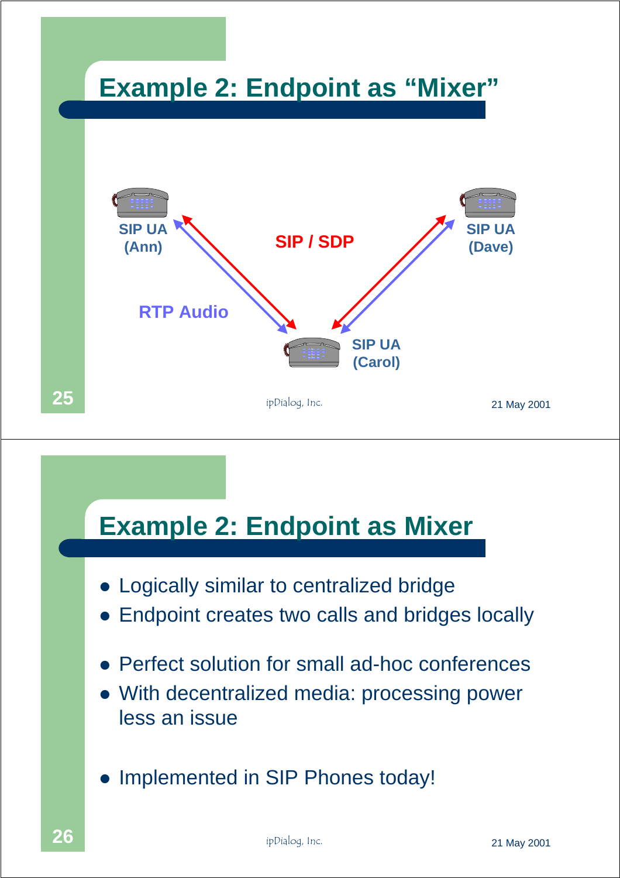## Example 2: Endpoint as "Mixer"

SIP UA (Ann)

SIP / SDP

SIP UA (Dave)

RTP Audio

SIP UA (Carol)

## Example 2: Endpoint as Mixer

- Logically similar to centralized bridge
- Endpoint creates two calls and bridges locally
- Perfect solution for small ad-hoc conferences
- With decentralized media: processing power less an issue
- Implemented in SIP Phones today!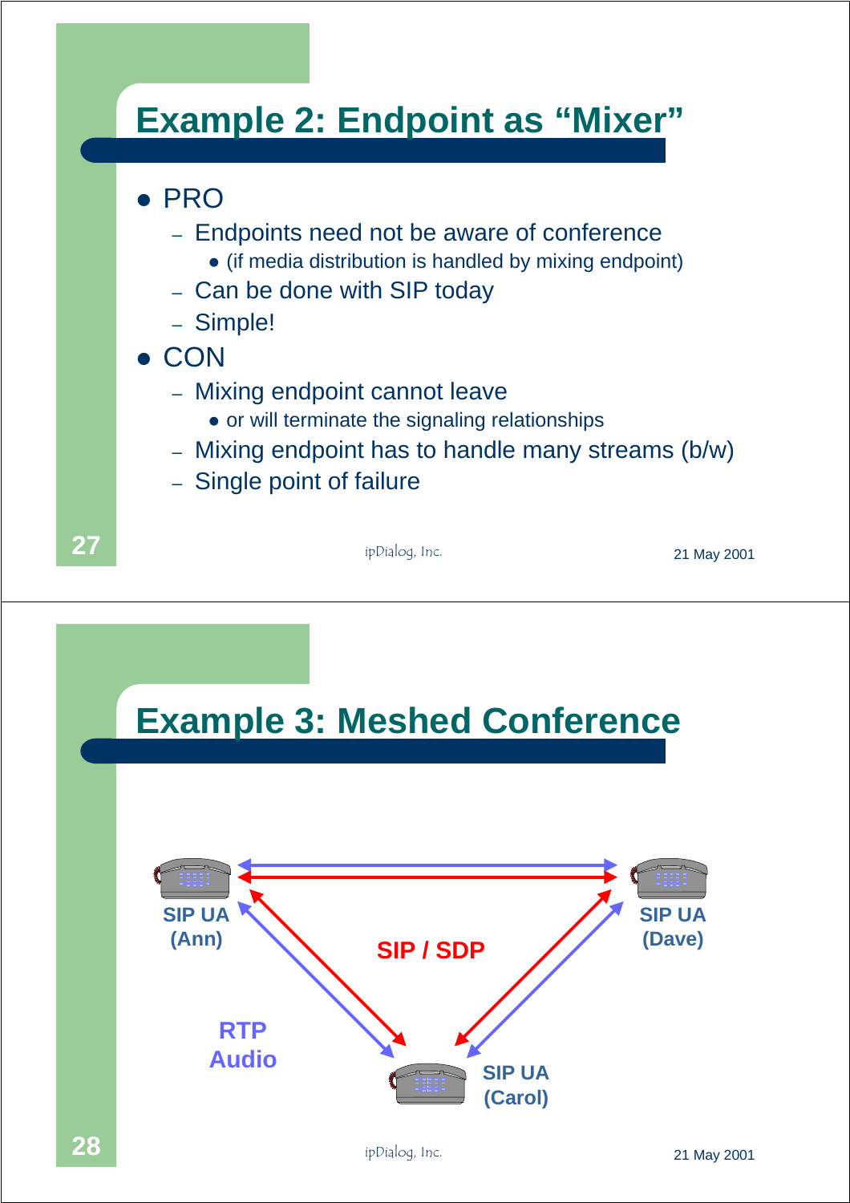## Example 2: Endpoint as “Mixer”

- PRO
  - Endpoints need not be aware of conference
    - (if media distribution is handled by mixing endpoint)
  - Can be done with SIP today
  - Simple!
- CON
  - Mixing endpoint cannot leave
    - or will terminate the signaling relationships
  - Mixing endpoint has to handle many streams (b/w)
  - Single point of failure

## Example 3: Meshed Conference

SIP UA (Ann)

SIP UA (Dave)

SIP UA (Carol)

SIP / SDP

RTP Audio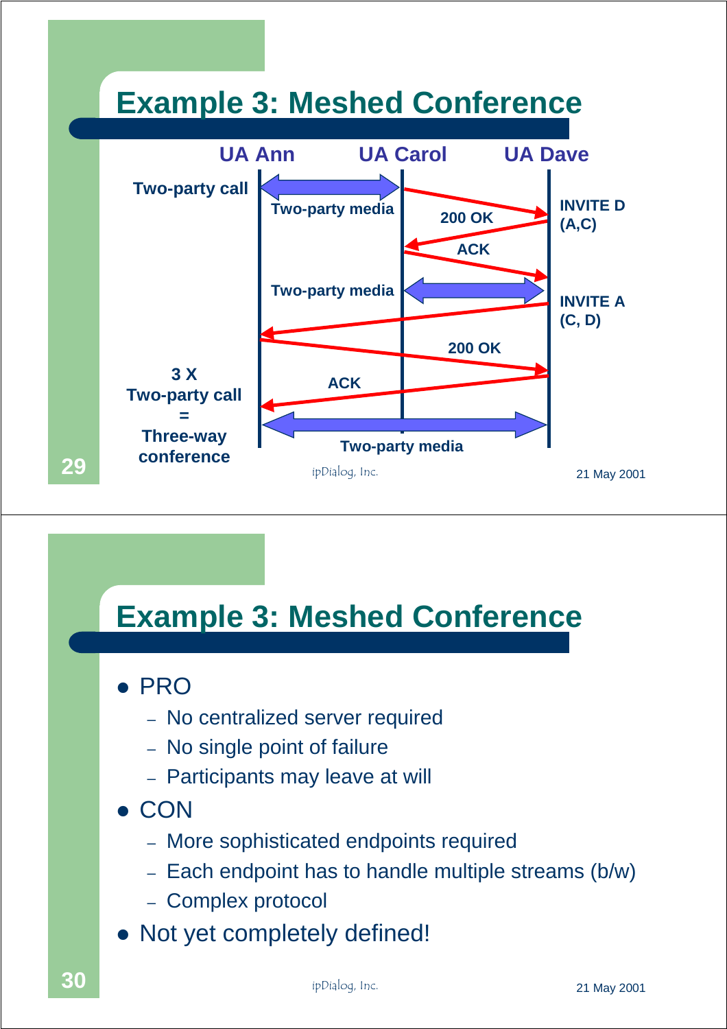## Example 3: Meshed Conference

**UA Ann** | **UA Carol** | **UA Dave**

**Two-party call**

Two-party media

INVITE D (A,C)

200 OK

ACK

Two-party media

INVITE A (C, D)

200 OK

ACK

Two-party media

**3 X Two-party call = Three-way conference**

## Example 3: Meshed Conference

- PRO
  - No centralized server required
  - No single point of failure
  - Participants may leave at will
- CON
  - More sophisticated endpoints required
  - Each endpoint has to handle multiple streams (b/w)
  - Complex protocol
- Not yet completely defined!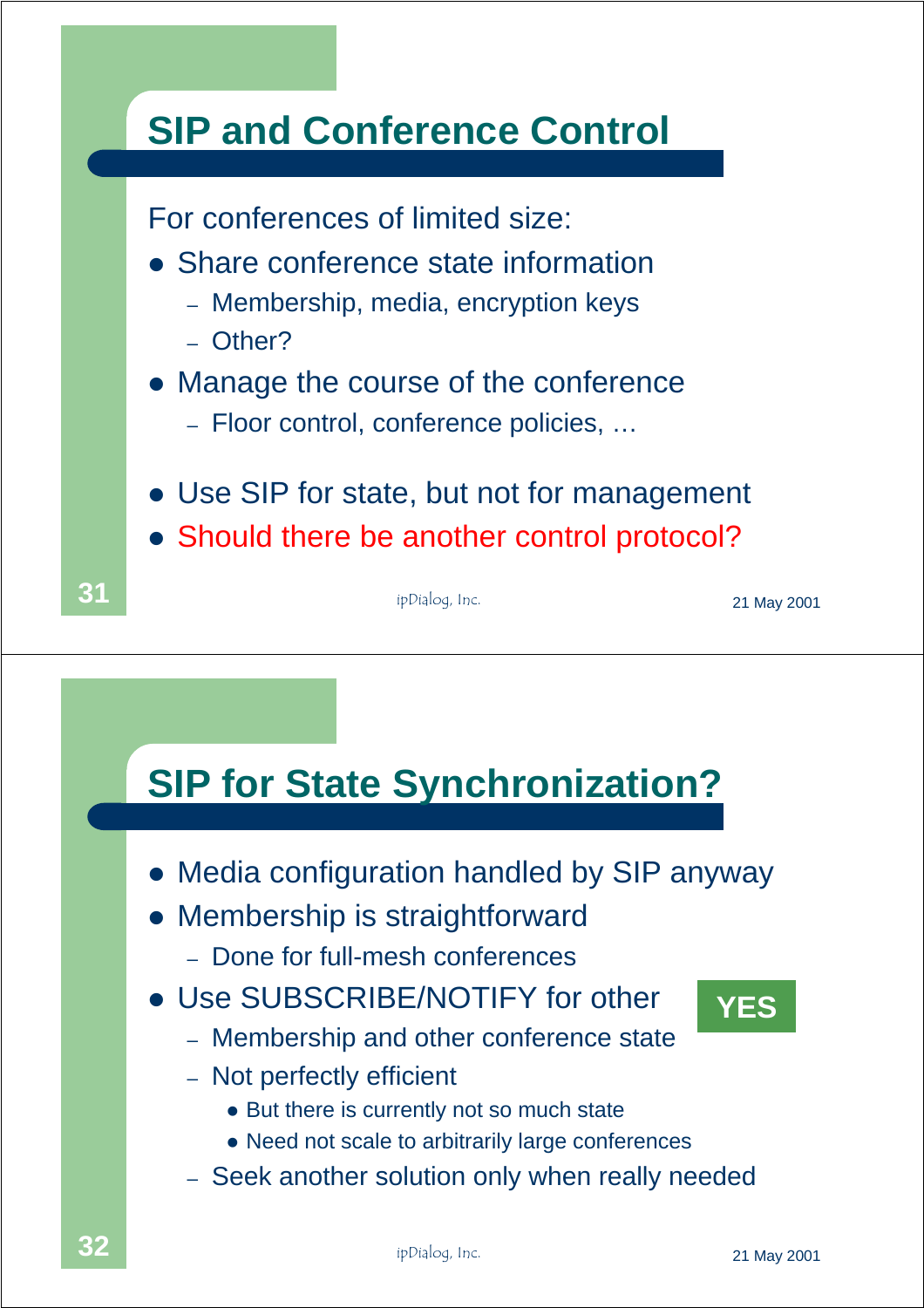## SIP and Conference Control

For conferences of limited size:

- Share conference state information
  - Membership, media, encryption keys
  - Other?
- Manage the course of the conference
  - Floor control, conference policies, …
- Use SIP for state, but not for management
- Should there be another control protocol?

## SIP for State Synchronization?

- Media configuration handled by SIP anyway
- Membership is straightforward
  - Done for full-mesh conferences
- Use SUBSCRIBE/NOTIFY for other **YES**
  - Membership and other conference state
  - Not perfectly efficient
    - But there is currently not so much state
    - Need not scale to arbitrarily large conferences
  - Seek another solution only when really needed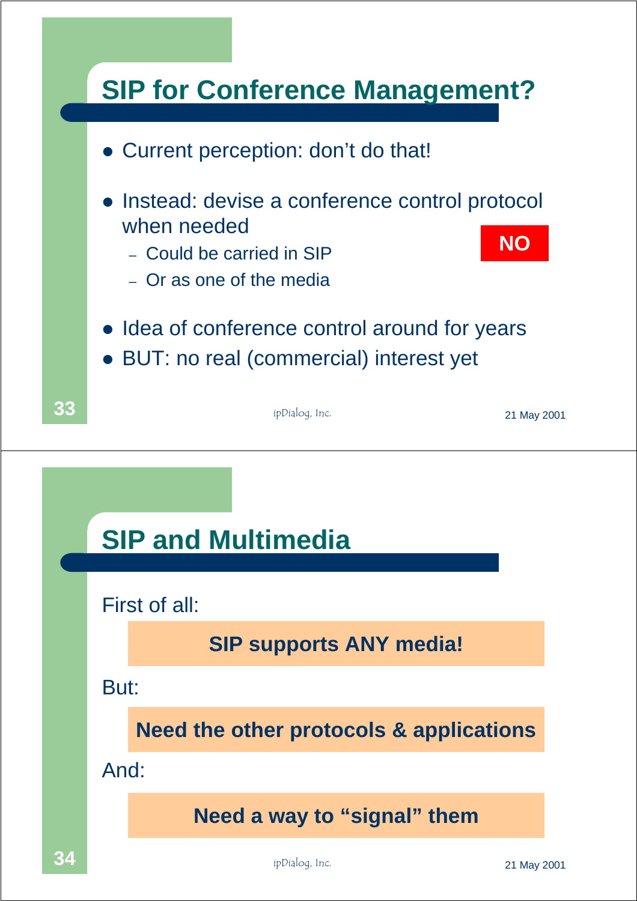## SIP for Conference Management?

- Current perception: don't do that!
- Instead: devise a conference control protocol when needed
  - Could be carried in SIP
  - Or as one of the media

**NO**

- Idea of conference control around for years
- BUT: no real (commercial) interest yet

## SIP and Multimedia

First of all:

**SIP supports ANY media!**

But:

**Need the other protocols & applications**

And:

**Need a way to "signal" them**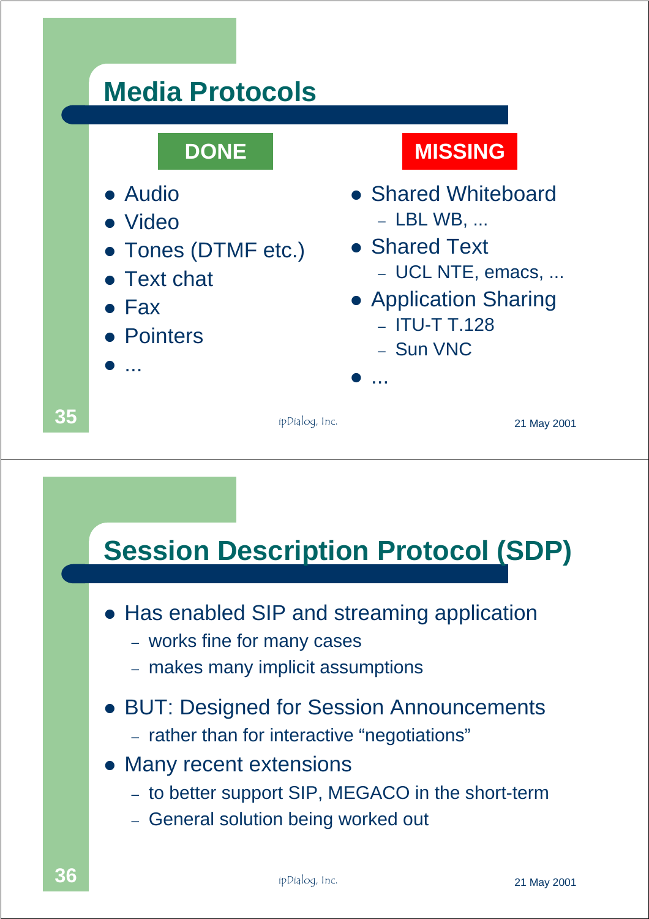## Media Protocols

**DONE**

- Audio
- Video
- Tones (DTMF etc.)
- Text chat
- Fax
- Pointers
- ...

**MISSING**

- Shared Whiteboard
  - LBL WB, ...
- Shared Text
  - UCL NTE, emacs, ...
- Application Sharing
  - ITU-T T.128
  - Sun VNC
- ...

## Session Description Protocol (SDP)

- Has enabled SIP and streaming application
  - works fine for many cases
  - makes many implicit assumptions
- BUT: Designed for Session Announcements
  - rather than for interactive “negotiations”
- Many recent extensions
  - to better support SIP, MEGACO in the short-term
  - General solution being worked out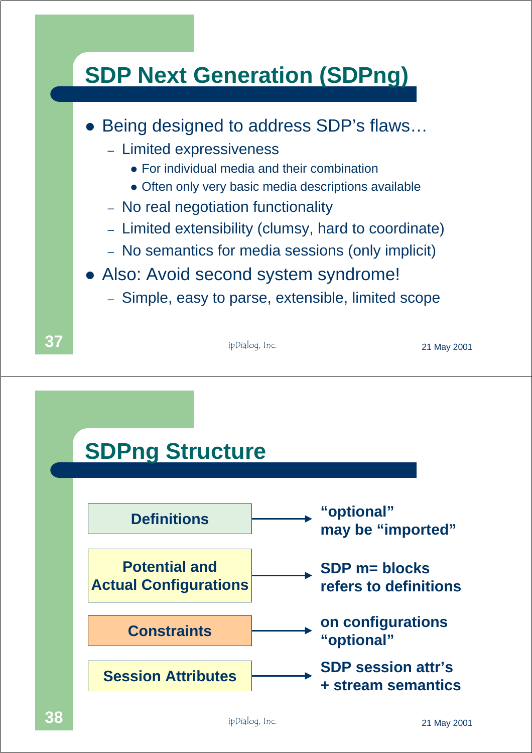## SDP Next Generation (SDPng)

- Being designed to address SDP's flaws…
  - Limited expressiveness
    - For individual media and their combination
    - Often only very basic media descriptions available
  - No real negotiation functionality
  - Limited extensibility (clumsy, hard to coordinate)
  - No semantics for media sessions (only implicit)
- Also: Avoid second system syndrome!
  - Simple, easy to parse, extensible, limited scope

## SDPng Structure

- **Definitions** → **"optional" may be "imported"**
- **Potential and Actual Configurations** → **SDP m= blocks refers to definitions**
- **Constraints** → **on configurations "optional"**
- **Session Attributes** → **SDP session attr's + stream semantics**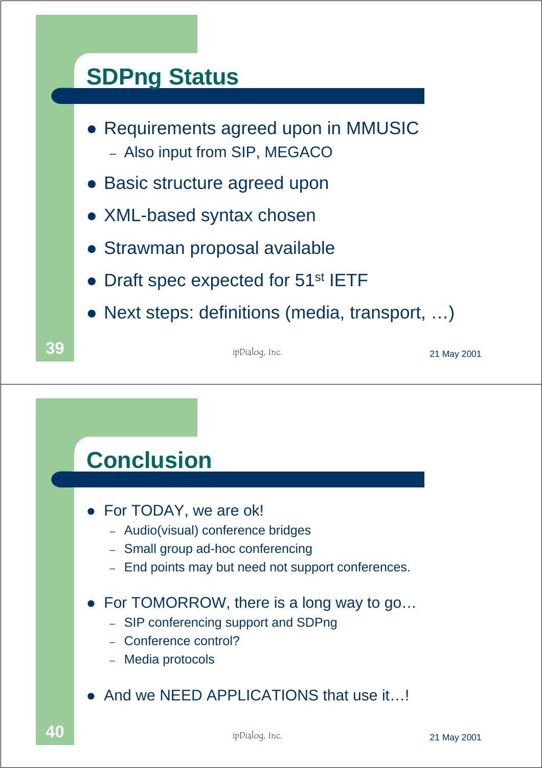## SDPng Status

- Requirements agreed upon in MMUSIC
  - Also input from SIP, MEGACO
- Basic structure agreed upon
- XML-based syntax chosen
- Strawman proposal available
- Draft spec expected for 51st IETF
- Next steps: definitions (media, transport, …)

## Conclusion

- For TODAY, we are ok!
  - Audio(visual) conference bridges
  - Small group ad-hoc conferencing
  - End points may but need not support conferences.
- For TOMORROW, there is a long way to go…
  - SIP conferencing support and SDPng
  - Conference control?
  - Media protocols
- And we NEED APPLICATIONS that use it…!